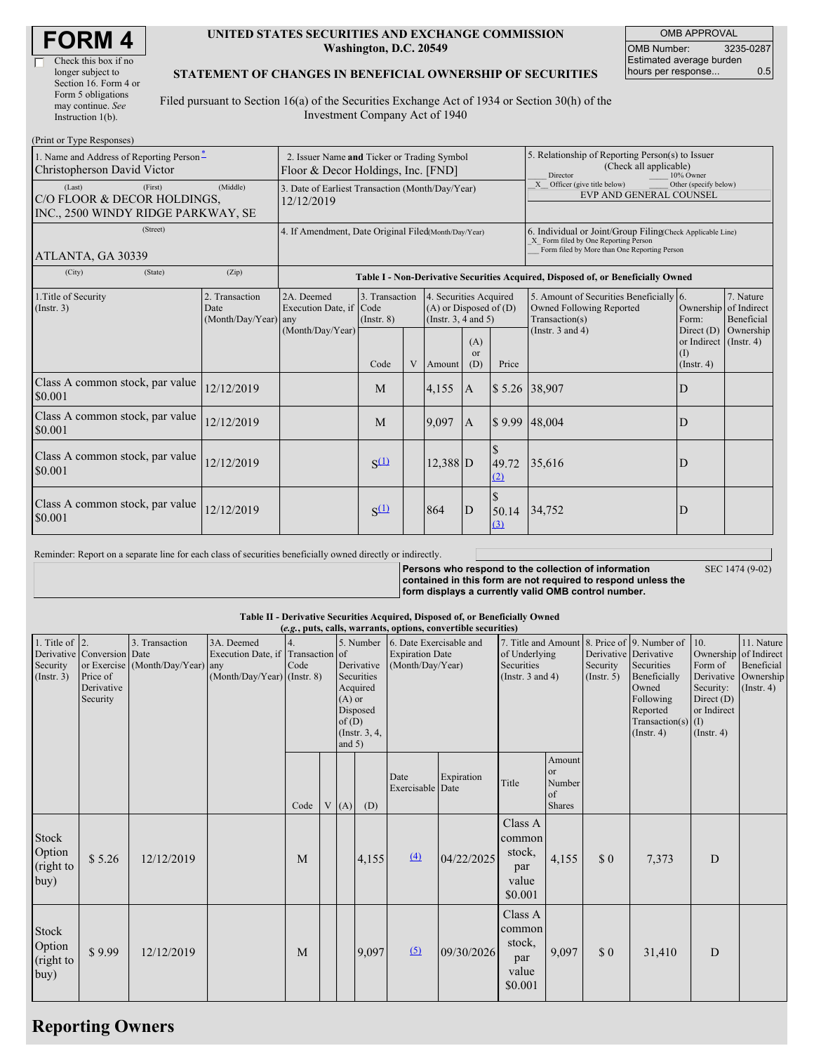# FORM 4

☐ Check this box if no longer subject to Section 16. Form 4 or Form 5 obligations may continue. *See* Instruction 1(b).

**UNITED STATES SECURITIES AND EXCHANGE COMMISSION**
**Washington, D.C. 20549**

**STATEMENT OF CHANGES IN BENEFICIAL OWNERSHIP OF SECURITIES**

Filed pursuant to Section 16(a) of the Securities Exchange Act of 1934 or Section 30(h) of the Investment Company Act of 1940

| OMB APPROVAL | |
|---|---|
| OMB Number: | 3235-0287 |
| Estimated average burden hours per response... | 0.5 |

(Print or Type Responses)

| | | |
|---|---|---|
| 1. Name and Address of Reporting Person * Christopherson David Victor | 2. Issuer Name and Ticker or Trading Symbol Floor & Decor Holdings, Inc. [FND] | 5. Relationship of Reporting Person(s) to Issuer (Check all applicable) ___ Director ___ 10% Owner _X_ Officer (give title below) ___ Other (specify below) EVP AND GENERAL COUNSEL |
| (Last) (First) (Middle) C/O FLOOR & DECOR HOLDINGS, INC., 2500 WINDY RIDGE PARKWAY, SE | 3. Date of Earliest Transaction (Month/Day/Year) 12/12/2019 | |
| (Street) ATLANTA, GA 30339 | 4. If Amendment, Date Original Filed (Month/Day/Year) | 6. Individual or Joint/Group Filing (Check Applicable Line) _X_ Form filed by One Reporting Person ___ Form filed by More than One Reporting Person |
| (City) (State) (Zip) | | |

**Table I - Non-Derivative Securities Acquired, Disposed of, or Beneficially Owned**

| 1.Title of Security (Instr. 3) | 2. Transaction Date (Month/Day/Year) | 2A. Deemed Execution Date, if any (Month/Day/Year) | 3. Transaction Code (Instr. 8) | | 4. Securities Acquired (A) or Disposed of (D) (Instr. 3, 4 and 5) | | | 5. Amount of Securities Beneficially Owned Following Reported Transaction(s) (Instr. 3 and 4) | 6. Ownership Form: Direct (D) or Indirect (I) (Instr. 4) | 7. Nature of Indirect Beneficial Ownership (Instr. 4) |
|---|---|---|---|---|---|---|---|---|---|---|
| | | | Code | V | Amount | (A) or (D) | Price | | | |
| Class A common stock, par value $0.001 | 12/12/2019 | | M | | 4,155 | A | $ 5.26 | 38,907 | D | |
| Class A common stock, par value $0.001 | 12/12/2019 | | M | | 9,097 | A | $ 9.99 | 48,004 | D | |
| Class A common stock, par value $0.001 | 12/12/2019 | | S (1) | | 12,388 | D | $ 49.72 (2) | 35,616 | D | |
| Class A common stock, par value $0.001 | 12/12/2019 | | S (1) | | 864 | D | $ 50.14 (3) | 34,752 | D | |

Reminder: Report on a separate line for each class of securities beneficially owned directly or indirectly.

**Persons who respond to the collection of information contained in this form are not required to respond unless the form displays a currently valid OMB control number.** SEC 1474 (9-02)

**Table II - Derivative Securities Acquired, Disposed of, or Beneficially Owned**
**(*e.g.*, puts, calls, warrants, options, convertible securities)**

| 1. Title of Derivative Security (Instr. 3) | 2. Conversion or Exercise Price of Derivative Security | 3. Transaction Date (Month/Day/Year) | 3A. Deemed Execution Date, if any (Month/Day/Year) | 4. Transaction Code (Instr. 8) | | 5. Number of Derivative Securities Acquired (A) or Disposed of (D) (Instr. 3, 4, and 5) | | 6. Date Exercisable and Expiration Date (Month/Day/Year) | | 7. Title and Amount of Underlying Securities (Instr. 3 and 4) | | 8. Price of Derivative Security (Instr. 5) | 9. Number of Derivative Securities Beneficially Owned Following Reported Transaction(s) (Instr. 4) | 10. Ownership Form of Derivative Security: Direct (D) or Indirect (I) (Instr. 4) | 11. Nature of Indirect Beneficial Ownership (Instr. 4) |
|---|---|---|---|---|---|---|---|---|---|---|---|---|---|---|---|
| | | | | Code | V | (A) | (D) | Date Exercisable | Expiration Date | Title | Amount or Number of Shares | | | | |
| Stock Option (right to buy) | $ 5.26 | 12/12/2019 | | M | | | 4,155 | (4) | 04/22/2025 | Class A common stock, par value $0.001 | 4,155 | $ 0 | 7,373 | D | |
| Stock Option (right to buy) | $ 9.99 | 12/12/2019 | | M | | | 9,097 | (5) | 09/30/2026 | Class A common stock, par value $0.001 | 9,097 | $ 0 | 31,410 | D | |

## Reporting Owners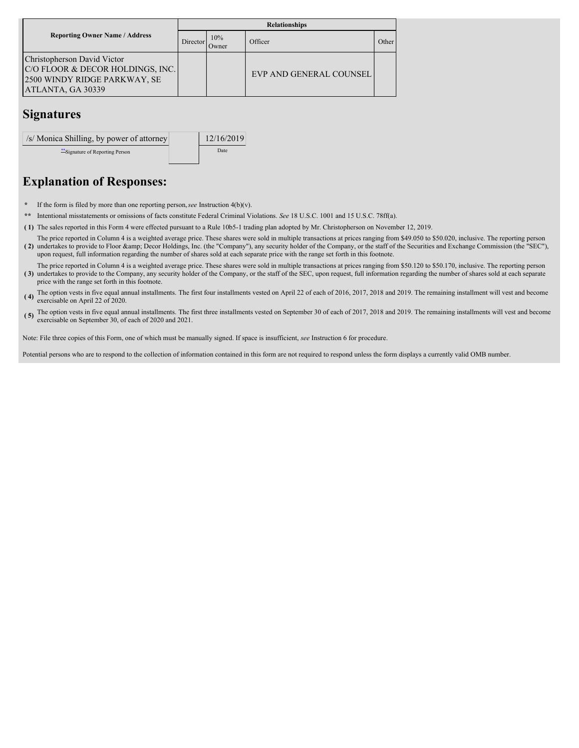| Reporting Owner Name / Address | Relationships | | | |
|---|---|---|---|---|
| | Director | 10% Owner | Officer | Other |
| Christopherson David Victor<br>C/O FLOOR & DECOR HOLDINGS, INC.<br>2500 WINDY RIDGE PARKWAY, SE<br>ATLANTA, GA 30339 | | | EVP AND GENERAL COUNSEL | |

## Signatures

| | | |
|---|---|---|
| /s/ Monica Shilling, by power of attorney | | 12/16/2019 |
| **Signature of Reporting Person | | Date |

## Explanation of Responses:

- \* If the form is filed by more than one reporting person, *see* Instruction 4(b)(v).
- \*\* Intentional misstatements or omissions of facts constitute Federal Criminal Violations. *See* 18 U.S.C. 1001 and 15 U.S.C. 78ff(a).
- **( 1)** The sales reported in this Form 4 were effected pursuant to a Rule 10b5-1 trading plan adopted by Mr. Christopherson on November 12, 2019.
- **( 2)** The price reported in Column 4 is a weighted average price. These shares were sold in multiple transactions at prices ranging from $49.050 to $50.020, inclusive. The reporting person undertakes to provide to Floor &amp; Decor Holdings, Inc. (the "Company"), any security holder of the Company, or the staff of the Securities and Exchange Commission (the "SEC"), upon request, full information regarding the number of shares sold at each separate price with the range set forth in this footnote.
- **( 3)** The price reported in Column 4 is a weighted average price. These shares were sold in multiple transactions at prices ranging from $50.120 to $50.170, inclusive. The reporting person undertakes to provide to the Company, any security holder of the Company, or the staff of the SEC, upon request, full information regarding the number of shares sold at each separate price with the range set forth in this footnote.
- **( 4)** The option vests in five equal annual installments. The first four installments vested on April 22 of each of 2016, 2017, 2018 and 2019. The remaining installment will vest and become exercisable on April 22 of 2020.
- **( 5)** The option vests in five equal annual installments. The first three installments vested on September 30 of each of 2017, 2018 and 2019. The remaining installments will vest and become exercisable on September 30, of each of 2020 and 2021.

Note: File three copies of this Form, one of which must be manually signed. If space is insufficient, *see* Instruction 6 for procedure.

Potential persons who are to respond to the collection of information contained in this form are not required to respond unless the form displays a currently valid OMB number.